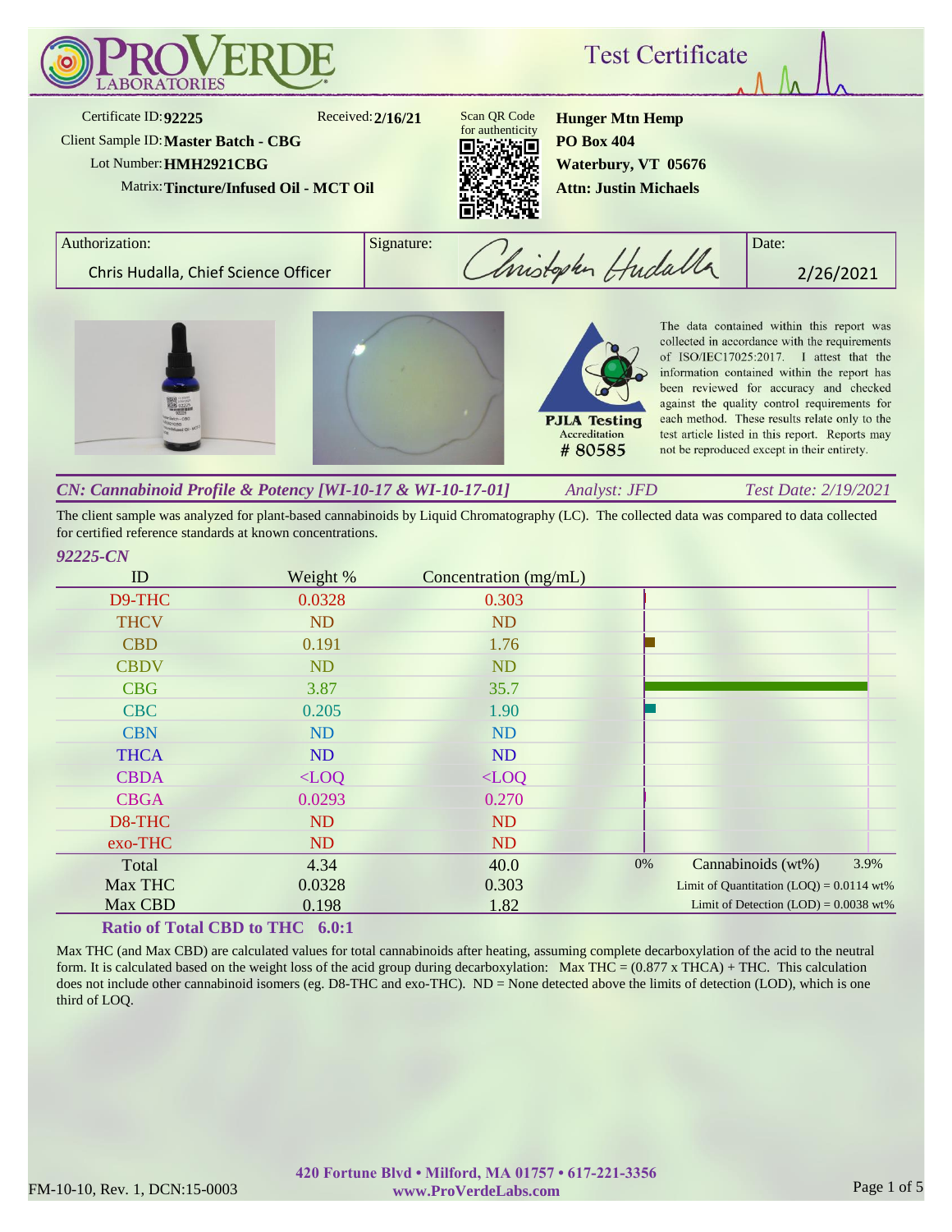# ProVerde Laboratories

## Test Certificate

Certificate ID: **92225** Received: **2/16/21**

Client Sample ID: **Master Batch - CBG**

Lot Number: **HMH2921CBG**

Matrix: **Tincture/Infused Oil - MCT Oil**

Scan QR Code for authenticity

**Hunger Mtn Hemp**
**PO Box 404**
**Waterbury, VT 05676**
**Attn: Justin Michaels**

| Authorization: | Signature: | Date: |
|---|---|---|
| Chris Hudalla, Chief Science Officer | Christopher Hudalla | 2/26/2021 |

PJLA Testing Accreditation # 80585

The data contained within this report was collected in accordance with the requirements of ISO/IEC17025:2017. I attest that the information contained within the report has been reviewed for accuracy and checked against the quality control requirements for each method. These results relate only to the test article listed in this report. Reports may not be reproduced except in their entirety.

***CN: Cannabinoid Profile & Potency [WI-10-17 & WI-10-17-01]*** *Analyst: JFD* *Test Date: 2/19/2021*

The client sample was analyzed for plant-based cannabinoids by Liquid Chromatography (LC). The collected data was compared to data collected for certified reference standards at known concentrations.

***92225-CN***

| ID | Weight % | Concentration (mg/mL) |
|---|---|---|
| D9-THC | 0.0328 | 0.303 |
| THCV | ND | ND |
| CBD | 0.191 | 1.76 |
| CBDV | ND | ND |
| CBG | 3.87 | 35.7 |
| CBC | 0.205 | 1.90 |
| CBN | ND | ND |
| THCA | ND | ND |
| CBDA | <LOQ | <LOQ |
| CBGA | 0.0293 | 0.270 |
| D8-THC | ND | ND |
| exo-THC | ND | ND |
| Total | 4.34 | 40.0 |
| Max THC | 0.0328 | 0.303 |
| Max CBD | 0.198 | 1.82 |

Cannabinoids (wt%): 0% – 3.9%

Limit of Quantitation (LOQ) = 0.0114 wt%

Limit of Detection (LOD) = 0.0038 wt%

**Ratio of Total CBD to THC 6.0:1**

Max THC (and Max CBD) are calculated values for total cannabinoids after heating, assuming complete decarboxylation of the acid to the neutral form. It is calculated based on the weight loss of the acid group during decarboxylation: Max THC = (0.877 x THCA) + THC. This calculation does not include other cannabinoid isomers (eg. D8-THC and exo-THC). ND = None detected above the limits of detection (LOD), which is one third of LOQ.

FM-10-10, Rev. 1, DCN:15-0003

420 Fortune Blvd • Milford, MA 01757 • 617-221-3356
www.ProVerdeLabs.com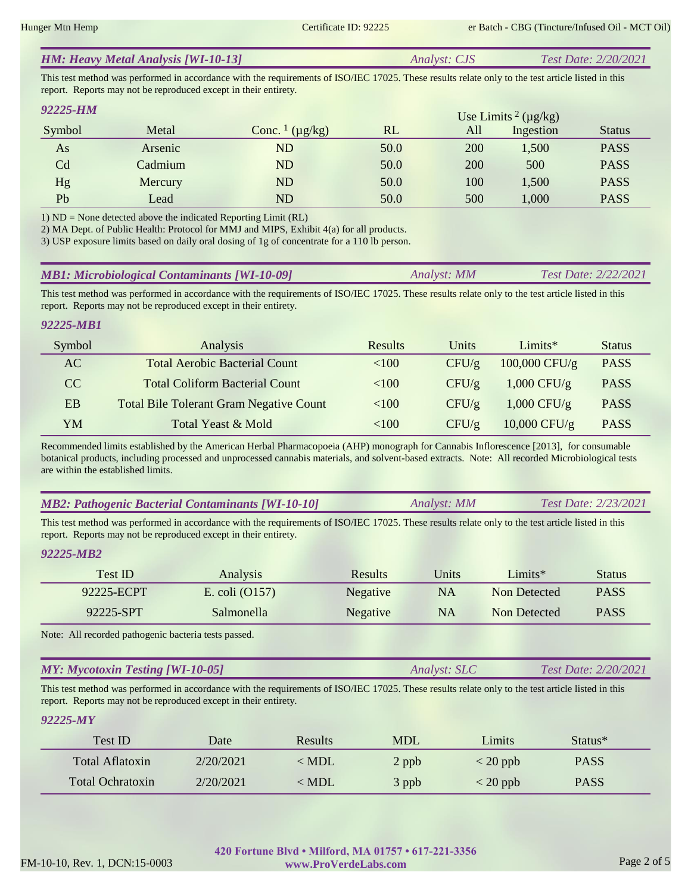## HM: Heavy Metal Analysis [WI-10-13]

*Analyst: CJS* *Test Date: 2/20/2021*

This test method was performed in accordance with the requirements of ISO/IEC 17025. These results relate only to the test article listed in this report. Reports may not be reproduced except in their entirety.

### 92225-HM

| Symbol | Metal | Conc. [1] (µg/kg) | RL | Use Limits [2] (µg/kg) All | Use Limits [2] (µg/kg) Ingestion | Status |
|---|---|---|---|---|---|---|
| As | Arsenic | ND | 50.0 | 200 | 1,500 | PASS |
| Cd | Cadmium | ND | 50.0 | 200 | 500 | PASS |
| Hg | Mercury | ND | 50.0 | 100 | 1,500 | PASS |
| Pb | Lead | ND | 50.0 | 500 | 1,000 | PASS |

1) ND = None detected above the indicated Reporting Limit (RL)
2) MA Dept. of Public Health: Protocol for MMJ and MIPS, Exhibit 4(a) for all products.
3) USP exposure limits based on daily oral dosing of 1g of concentrate for a 110 lb person.

## MB1: Microbiological Contaminants [WI-10-09]

*Analyst: MM* *Test Date: 2/22/2021*

This test method was performed in accordance with the requirements of ISO/IEC 17025. These results relate only to the test article listed in this report. Reports may not be reproduced except in their entirety.

### 92225-MB1

| Symbol | Analysis | Results | Units | Limits* | Status |
|---|---|---|---|---|---|
| AC | Total Aerobic Bacterial Count | <100 | CFU/g | 100,000 CFU/g | PASS |
| CC | Total Coliform Bacterial Count | <100 | CFU/g | 1,000 CFU/g | PASS |
| EB | Total Bile Tolerant Gram Negative Count | <100 | CFU/g | 1,000 CFU/g | PASS |
| YM | Total Yeast & Mold | <100 | CFU/g | 10,000 CFU/g | PASS |

Recommended limits established by the American Herbal Pharmacopoeia (AHP) monograph for Cannabis Inflorescence [2013], for consumable botanical products, including processed and unprocessed cannabis materials, and solvent-based extracts. Note: All recorded Microbiological tests are within the established limits.

## MB2: Pathogenic Bacterial Contaminants [WI-10-10]

*Analyst: MM* *Test Date: 2/23/2021*

This test method was performed in accordance with the requirements of ISO/IEC 17025. These results relate only to the test article listed in this report. Reports may not be reproduced except in their entirety.

### 92225-MB2

| Test ID | Analysis | Results | Units | Limits* | Status |
|---|---|---|---|---|---|
| 92225-ECPT | E. coli (O157) | Negative | NA | Non Detected | PASS |
| 92225-SPT | Salmonella | Negative | NA | Non Detected | PASS |

Note: All recorded pathogenic bacteria tests passed.

## MY: Mycotoxin Testing [WI-10-05]

*Analyst: SLC* *Test Date: 2/20/2021*

This test method was performed in accordance with the requirements of ISO/IEC 17025. These results relate only to the test article listed in this report. Reports may not be reproduced except in their entirety.

### 92225-MY

| Test ID | Date | Results | MDL | Limits | Status* |
|---|---|---|---|---|---|
| Total Aflatoxin | 2/20/2021 | < MDL | 2 ppb | < 20 ppb | PASS |
| Total Ochratoxin | 2/20/2021 | < MDL | 3 ppb | < 20 ppb | PASS |

**420 Fortune Blvd • Milford, MA 01757 • 617-221-3356**
**www.ProVerdeLabs.com**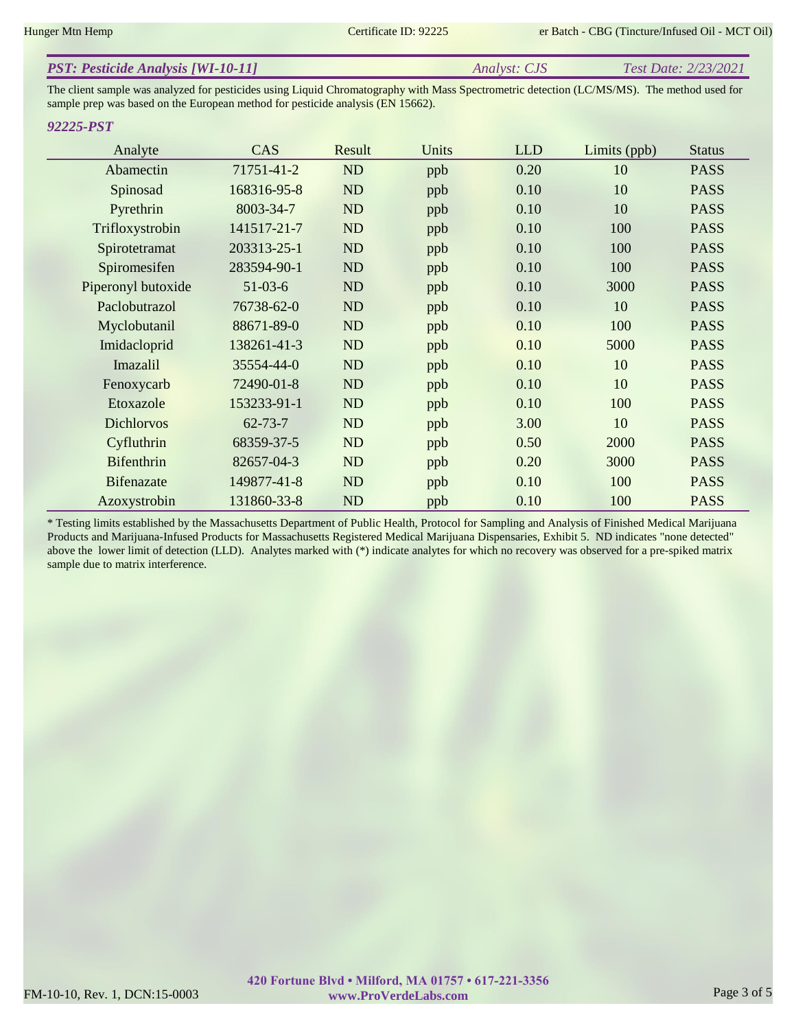## *PST: Pesticide Analysis [WI-10-11]*

*Analyst: CJS* *Test Date: 2/23/2021*

The client sample was analyzed for pesticides using Liquid Chromatography with Mass Spectrometric detection (LC/MS/MS). The method used for sample prep was based on the European method for pesticide analysis (EN 15662).

### *92225-PST*

| Analyte | CAS | Result | Units | LLD | Limits (ppb) | Status |
|---|---|---|---|---|---|---|
| Abamectin | 71751-41-2 | ND | ppb | 0.20 | 10 | PASS |
| Spinosad | 168316-95-8 | ND | ppb | 0.10 | 10 | PASS |
| Pyrethrin | 8003-34-7 | ND | ppb | 0.10 | 10 | PASS |
| Trifloxystrobin | 141517-21-7 | ND | ppb | 0.10 | 100 | PASS |
| Spirotetramat | 203313-25-1 | ND | ppb | 0.10 | 100 | PASS |
| Spiromesifen | 283594-90-1 | ND | ppb | 0.10 | 100 | PASS |
| Piperonyl butoxide | 51-03-6 | ND | ppb | 0.10 | 3000 | PASS |
| Paclobutrazol | 76738-62-0 | ND | ppb | 0.10 | 10 | PASS |
| Myclobutanil | 88671-89-0 | ND | ppb | 0.10 | 100 | PASS |
| Imidacloprid | 138261-41-3 | ND | ppb | 0.10 | 5000 | PASS |
| Imazalil | 35554-44-0 | ND | ppb | 0.10 | 10 | PASS |
| Fenoxycarb | 72490-01-8 | ND | ppb | 0.10 | 10 | PASS |
| Etoxazole | 153233-91-1 | ND | ppb | 0.10 | 100 | PASS |
| Dichlorvos | 62-73-7 | ND | ppb | 3.00 | 10 | PASS |
| Cyfluthrin | 68359-37-5 | ND | ppb | 0.50 | 2000 | PASS |
| Bifenthrin | 82657-04-3 | ND | ppb | 0.20 | 3000 | PASS |
| Bifenazate | 149877-41-8 | ND | ppb | 0.10 | 100 | PASS |
| Azoxystrobin | 131860-33-8 | ND | ppb | 0.10 | 100 | PASS |

* Testing limits established by the Massachusetts Department of Public Health, Protocol for Sampling and Analysis of Finished Medical Marijuana Products and Marijuana-Infused Products for Massachusetts Registered Medical Marijuana Dispensaries, Exhibit 5. ND indicates "none detected" above the lower limit of detection (LLD). Analytes marked with (*) indicate analytes for which no recovery was observed for a pre-spiked matrix sample due to matrix interference.

**420 Fortune Blvd • Milford, MA 01757 • 617-221-3356**
**www.ProVerdeLabs.com**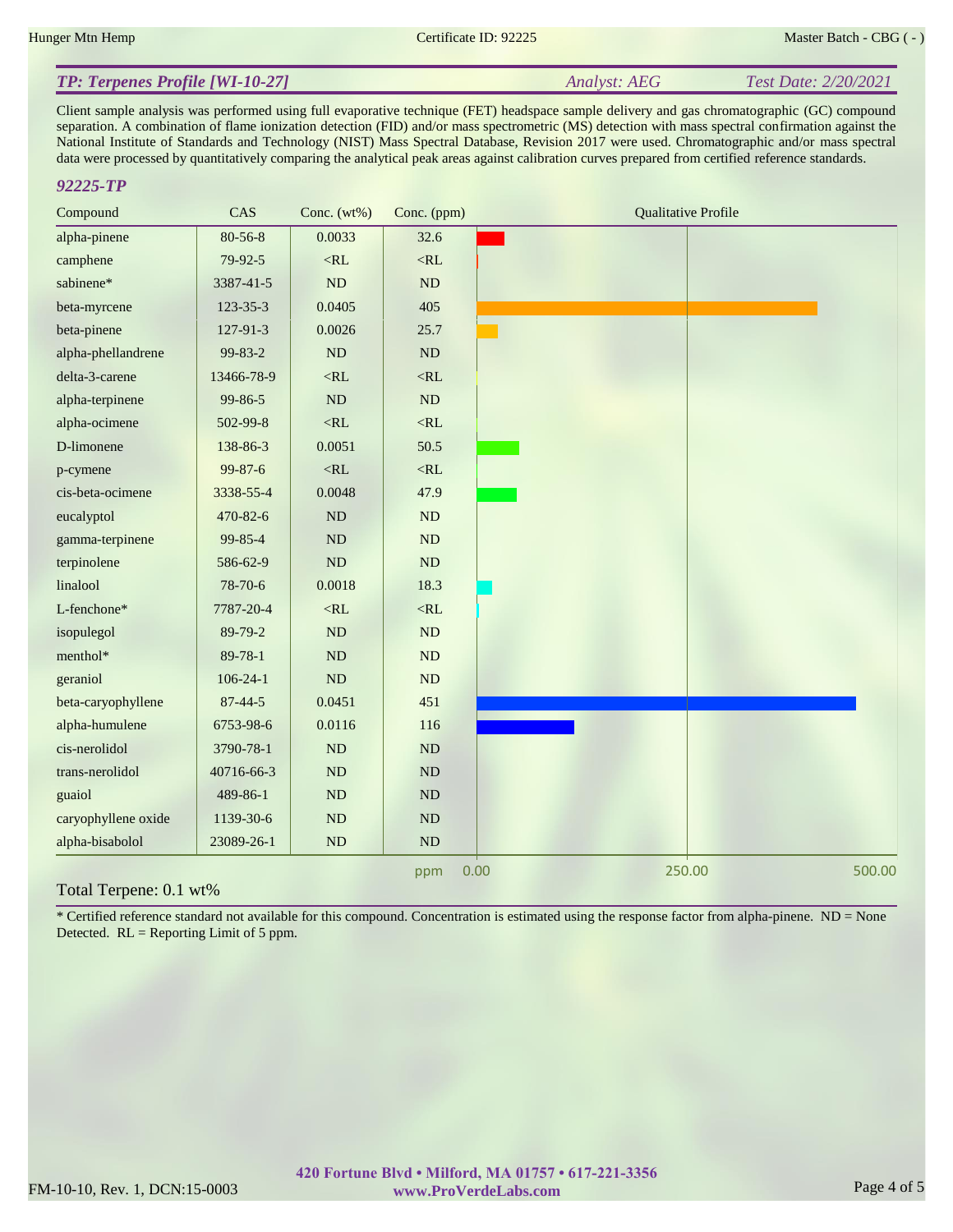## TP: Terpenes Profile [WI-10-27]

*Analyst: AEG* *Test Date: 2/20/2021*

Client sample analysis was performed using full evaporative technique (FET) headspace sample delivery and gas chromatographic (GC) compound separation. A combination of flame ionization detection (FID) and/or mass spectrometric (MS) detection with mass spectral confirmation against the National Institute of Standards and Technology (NIST) Mass Spectral Database, Revision 2017 were used. Chromatographic and/or mass spectral data were processed by quantitatively comparing the analytical peak areas against calibration curves prepared from certified reference standards.

### 92225-TP

| Compound | CAS | Conc. (wt%) | Conc. (ppm) |
|---|---|---|---|
| alpha-pinene | 80-56-8 | 0.0033 | 32.6 |
| camphene | 79-92-5 | <RL | <RL |
| sabinene* | 3387-41-5 | ND | ND |
| beta-myrcene | 123-35-3 | 0.0405 | 405 |
| beta-pinene | 127-91-3 | 0.0026 | 25.7 |
| alpha-phellandrene | 99-83-2 | ND | ND |
| delta-3-carene | 13466-78-9 | <RL | <RL |
| alpha-terpinene | 99-86-5 | ND | ND |
| alpha-ocimene | 502-99-8 | <RL | <RL |
| D-limonene | 138-86-3 | 0.0051 | 50.5 |
| p-cymene | 99-87-6 | <RL | <RL |
| cis-beta-ocimene | 3338-55-4 | 0.0048 | 47.9 |
| eucalyptol | 470-82-6 | ND | ND |
| gamma-terpinene | 99-85-4 | ND | ND |
| terpinolene | 586-62-9 | ND | ND |
| linalool | 78-70-6 | 0.0018 | 18.3 |
| L-fenchone* | 7787-20-4 | <RL | <RL |
| isopulegol | 89-79-2 | ND | ND |
| menthol* | 89-78-1 | ND | ND |
| geraniol | 106-24-1 | ND | ND |
| beta-caryophyllene | 87-44-5 | 0.0451 | 451 |
| alpha-humulene | 6753-98-6 | 0.0116 | 116 |
| cis-nerolidol | 3790-78-1 | ND | ND |
| trans-nerolidol | 40716-66-3 | ND | ND |
| guaiol | 489-86-1 | ND | ND |
| caryophyllene oxide | 1139-30-6 | ND | ND |
| alpha-bisabolol | 23089-26-1 | ND | ND |

Total Terpene: 0.1 wt%

\* Certified reference standard not available for this compound. Concentration is estimated using the response factor from alpha-pinene. ND = None Detected. RL = Reporting Limit of 5 ppm.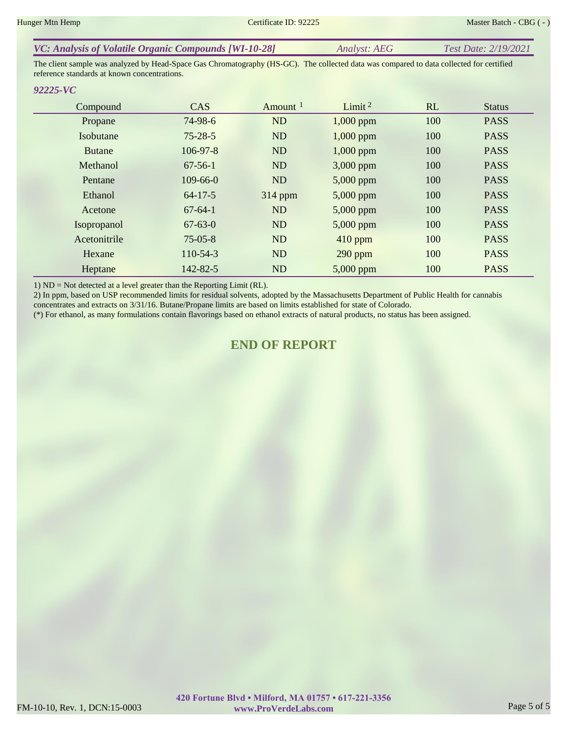## *VC: Analysis of Volatile Organic Compounds [WI-10-28]* *Analyst: AEG* *Test Date: 2/19/2021*

The client sample was analyzed by Head-Space Gas Chromatography (HS-GC). The collected data was compared to data collected for certified reference standards at known concentrations.

### *92225-VC*

| Compound | CAS | Amount [1] | Limit [2] | RL | Status |
|---|---|---|---|---|---|
| Propane | 74-98-6 | ND | 1,000 ppm | 100 | PASS |
| Isobutane | 75-28-5 | ND | 1,000 ppm | 100 | PASS |
| Butane | 106-97-8 | ND | 1,000 ppm | 100 | PASS |
| Methanol | 67-56-1 | ND | 3,000 ppm | 100 | PASS |
| Pentane | 109-66-0 | ND | 5,000 ppm | 100 | PASS |
| Ethanol | 64-17-5 | 314 ppm | 5,000 ppm | 100 | PASS |
| Acetone | 67-64-1 | ND | 5,000 ppm | 100 | PASS |
| Isopropanol | 67-63-0 | ND | 5,000 ppm | 100 | PASS |
| Acetonitrile | 75-05-8 | ND | 410 ppm | 100 | PASS |
| Hexane | 110-54-3 | ND | 290 ppm | 100 | PASS |
| Heptane | 142-82-5 | ND | 5,000 ppm | 100 | PASS |

1) ND = Not detected at a level greater than the Reporting Limit (RL).
2) In ppm, based on USP recommended limits for residual solvents, adopted by the Massachusetts Department of Public Health for cannabis concentrates and extracts on 3/31/16. Butane/Propane limits are based on limits established for state of Colorado.
(*) For ethanol, as many formulations contain flavorings based on ethanol extracts of natural products, no status has been assigned.

## END OF REPORT

**420 Fortune Blvd • Milford, MA 01757 • 617-221-3356**
**www.ProVerdeLabs.com**

FM-10-10, Rev. 1, DCN:15-0003